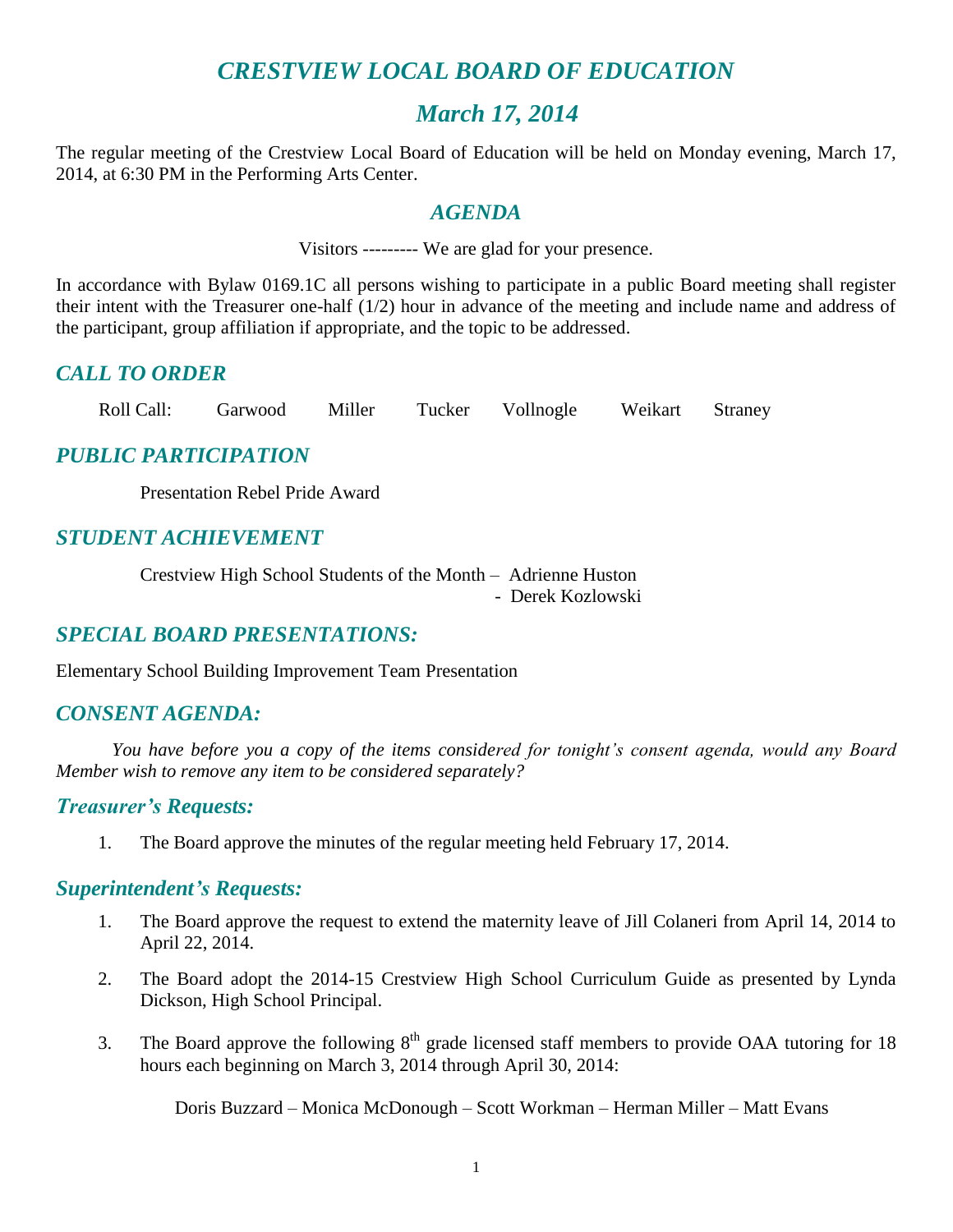# CRESTVIEW LOCAL BOARD OF EDUCATION

## March 17, 2014

The regular meeting of the Crestview Local Board of Education will be held on Monday evening, March 17, 2014, at 6:30 PM in the Performing Arts Center.

### AGENDA

Visitors --------- We are glad for your presence.

In accordance with Bylaw 0169.1C all persons wishing to participate in a public Board meeting shall register their intent with the Treasurer one-half (1/2) hour in advance of the meeting and include name and address of the participant, group affiliation if appropriate, and the topic to be addressed.

### CALL TO ORDER

Roll Call: Garwood Miller Tucker Vollnogle Weikart Straney

### PUBLIC PARTICIPATION

Presentation Rebel Pride Award

### STUDENT ACHIEVEMENT

Crestview High School Students of the Month – Adrienne Huston
- Derek Kozlowski

### SPECIAL BOARD PRESENTATIONS:

Elementary School Building Improvement Team Presentation

### CONSENT AGENDA:

*You have before you a copy of the items considered for tonight's consent agenda, would any Board Member wish to remove any item to be considered separately?*

### Treasurer's Requests:

1. The Board approve the minutes of the regular meeting held February 17, 2014.

### Superintendent's Requests:

1. The Board approve the request to extend the maternity leave of Jill Colaneri from April 14, 2014 to April 22, 2014.
2. The Board adopt the 2014-15 Crestview High School Curriculum Guide as presented by Lynda Dickson, High School Principal.
3. The Board approve the following 8th grade licensed staff members to provide OAA tutoring for 18 hours each beginning on March 3, 2014 through April 30, 2014:

   Doris Buzzard – Monica McDonough – Scott Workman – Herman Miller – Matt Evans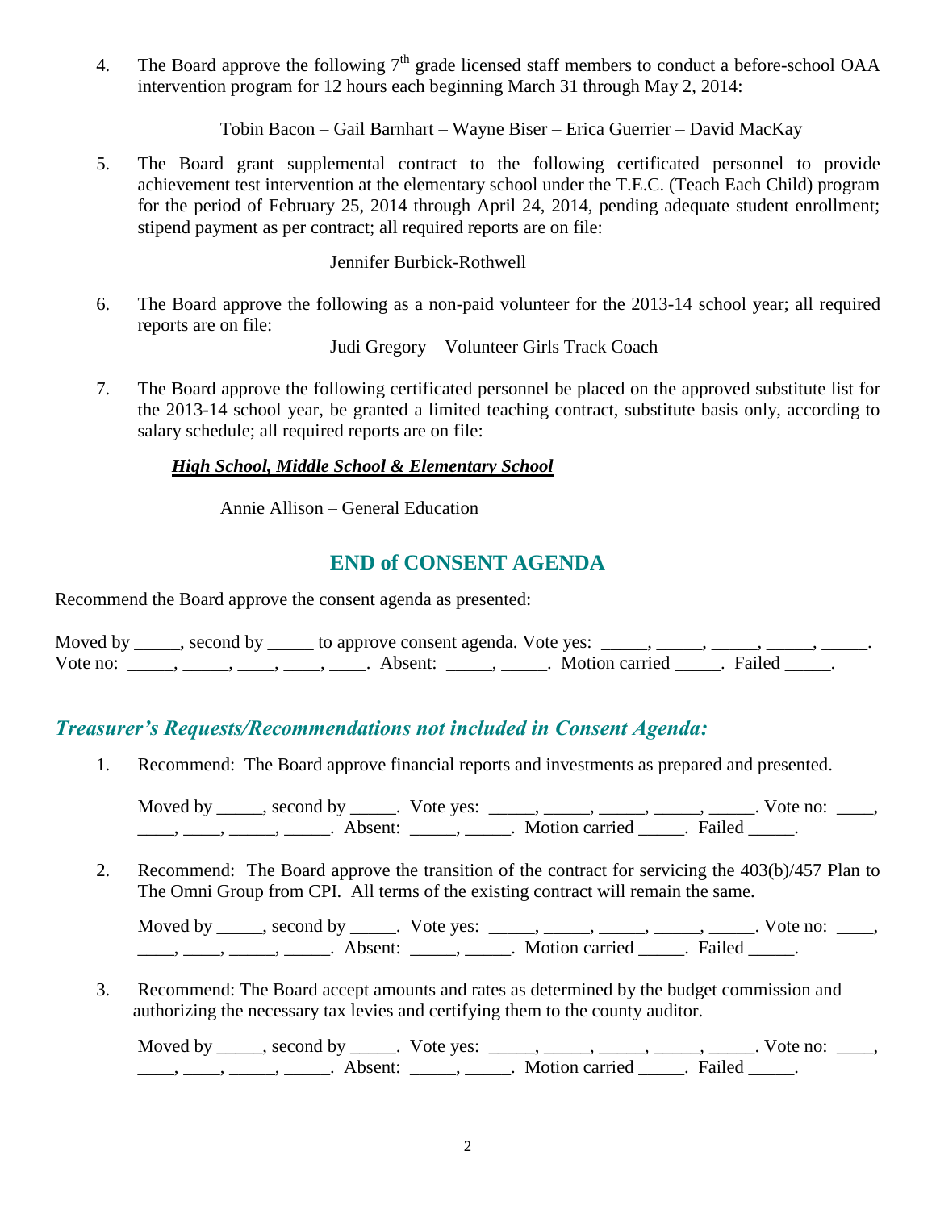4. The Board approve the following 7th grade licensed staff members to conduct a before-school OAA intervention program for 12 hours each beginning March 31 through May 2, 2014:

   Tobin Bacon – Gail Barnhart – Wayne Biser – Erica Guerrier – David MacKay

5. The Board grant supplemental contract to the following certificated personnel to provide achievement test intervention at the elementary school under the T.E.C. (Teach Each Child) program for the period of February 25, 2014 through April 24, 2014, pending adequate student enrollment; stipend payment as per contract; all required reports are on file:

   Jennifer Burbick-Rothwell

6. The Board approve the following as a non-paid volunteer for the 2013-14 school year; all required reports are on file:

   Judi Gregory – Volunteer Girls Track Coach

7. The Board approve the following certificated personnel be placed on the approved substitute list for the 2013-14 school year, be granted a limited teaching contract, substitute basis only, according to salary schedule; all required reports are on file:

   ***High School, Middle School & Elementary School***

   Annie Allison – General Education

## END of CONSENT AGENDA

Recommend the Board approve the consent agenda as presented:

Moved by _____, second by _____ to approve consent agenda. Vote yes: _____, _____, _____, _____, _____. Vote no: _____, _____, ____, ____, ____. Absent: _____, _____. Motion carried _____. Failed _____.

## *Treasurer's Requests/Recommendations not included in Consent Agenda:*

1. Recommend: The Board approve financial reports and investments as prepared and presented.

   Moved by _____, second by _____. Vote yes: _____, _____, _____, _____, _____. Vote no: ____, ____, ____, _____, _____. Absent: _____, _____. Motion carried _____. Failed _____.

2. Recommend: The Board approve the transition of the contract for servicing the 403(b)/457 Plan to The Omni Group from CPI. All terms of the existing contract will remain the same.

   Moved by _____, second by _____. Vote yes: _____, _____, _____, _____, _____. Vote no: ____, ____, ____, _____, _____. Absent: _____, _____. Motion carried _____. Failed _____.

3. Recommend: The Board accept amounts and rates as determined by the budget commission and authorizing the necessary tax levies and certifying them to the county auditor.

   Moved by _____, second by _____. Vote yes: _____, _____, _____, _____, _____. Vote no: ____, ____, ____, _____, _____. Absent: _____, _____. Motion carried _____. Failed _____.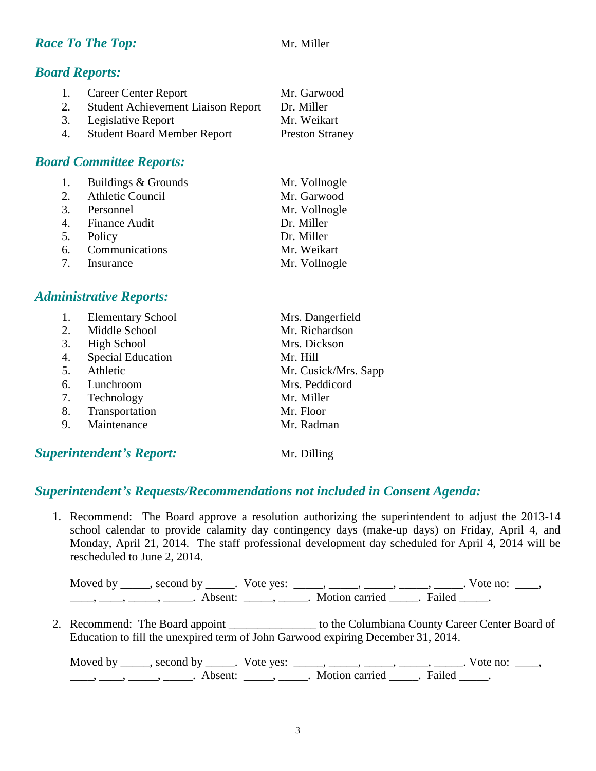## *Race To The Top:* Mr. Miller

## *Board Reports:*

1. Career Center Report — Mr. Garwood
2. Student Achievement Liaison Report — Dr. Miller
3. Legislative Report — Mr. Weikart
4. Student Board Member Report — Preston Straney

## *Board Committee Reports:*

1. Buildings & Grounds — Mr. Vollnogle
2. Athletic Council — Mr. Garwood
3. Personnel — Mr. Vollnogle
4. Finance Audit — Dr. Miller
5. Policy — Dr. Miller
6. Communications — Mr. Weikart
7. Insurance — Mr. Vollnogle

## *Administrative Reports:*

1. Elementary School — Mrs. Dangerfield
2. Middle School — Mr. Richardson
3. High School — Mrs. Dickson
4. Special Education — Mr. Hill
5. Athletic — Mr. Cusick/Mrs. Sapp
6. Lunchroom — Mrs. Peddicord
7. Technology — Mr. Miller
8. Transportation — Mr. Floor
9. Maintenance — Mr. Radman

## *Superintendent's Report:* Mr. Dilling

## *Superintendent's Requests/Recommendations not included in Consent Agenda:*

1. Recommend: The Board approve a resolution authorizing the superintendent to adjust the 2013-14 school calendar to provide calamity day contingency days (make-up days) on Friday, April 4, and Monday, April 21, 2014. The staff professional development day scheduled for April 4, 2014 will be rescheduled to June 2, 2014.

   Moved by _____, second by _____. Vote yes: _____, _____, _____, _____, _____. Vote no: ____, ____, ____, _____, _____. Absent: _____, _____. Motion carried _____. Failed _____.

2. Recommend: The Board appoint _______________ to the Columbiana County Career Center Board of Education to fill the unexpired term of John Garwood expiring December 31, 2014.

   Moved by _____, second by _____. Vote yes: _____, _____, _____, _____, _____. Vote no: ____, ____, ____, _____, _____. Absent: _____, _____. Motion carried _____. Failed _____.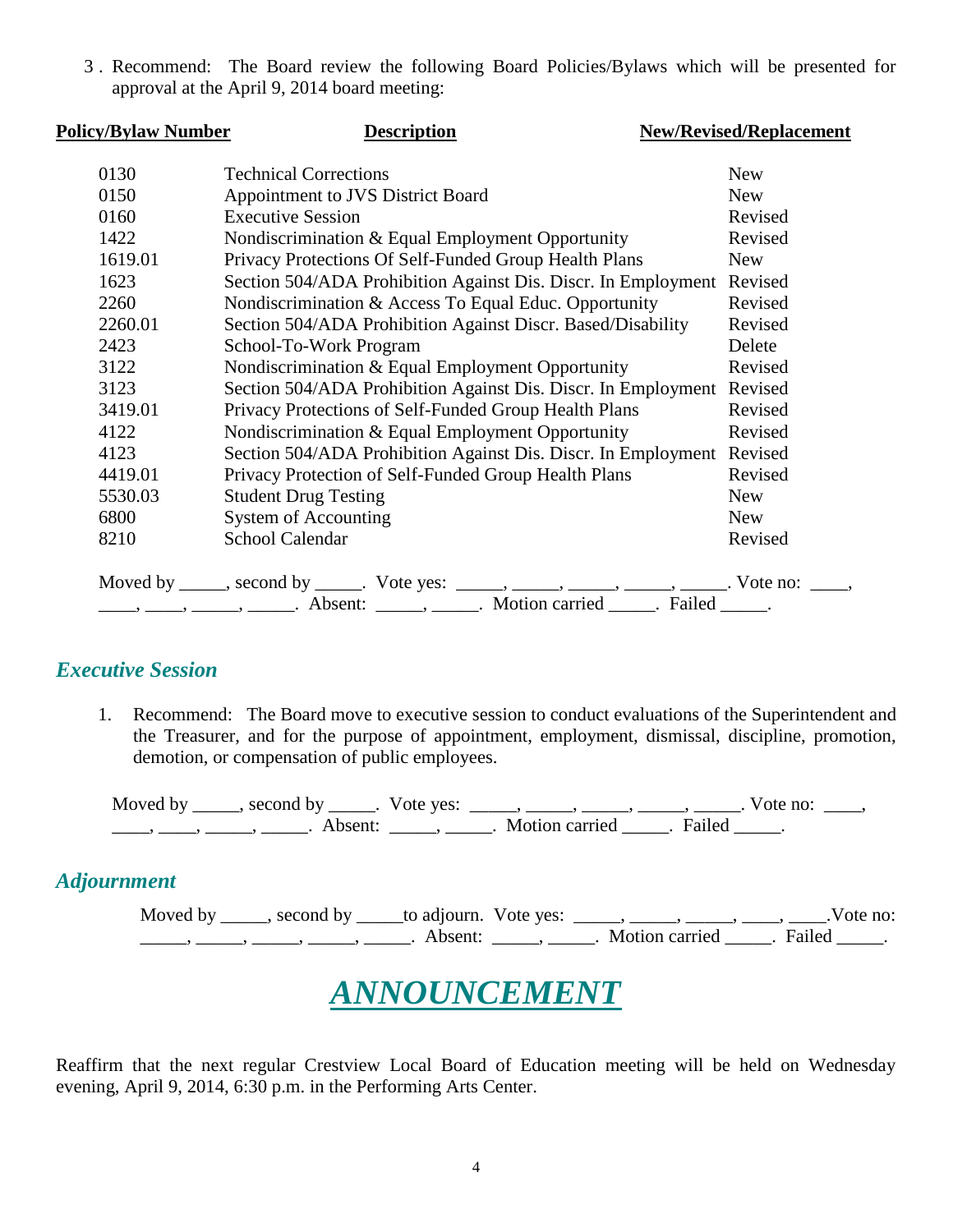3 . Recommend: The Board review the following Board Policies/Bylaws which will be presented for approval at the April 9, 2014 board meeting:

| Policy/Bylaw Number | Description | New/Revised/Replacement |
|---|---|---|
| 0130 | Technical Corrections | New |
| 0150 | Appointment to JVS District Board | New |
| 0160 | Executive Session | Revised |
| 1422 | Nondiscrimination & Equal Employment Opportunity | Revised |
| 1619.01 | Privacy Protections Of Self-Funded Group Health Plans | New |
| 1623 | Section 504/ADA Prohibition Against Dis. Discr. In Employment | Revised |
| 2260 | Nondiscrimination & Access To Equal Educ. Opportunity | Revised |
| 2260.01 | Section 504/ADA Prohibition Against Discr. Based/Disability | Revised |
| 2423 | School-To-Work Program | Delete |
| 3122 | Nondiscrimination & Equal Employment Opportunity | Revised |
| 3123 | Section 504/ADA Prohibition Against Dis. Discr. In Employment | Revised |
| 3419.01 | Privacy Protections of Self-Funded Group Health Plans | Revised |
| 4122 | Nondiscrimination & Equal Employment Opportunity | Revised |
| 4123 | Section 504/ADA Prohibition Against Dis. Discr. In Employment | Revised |
| 4419.01 | Privacy Protection of Self-Funded Group Health Plans | Revised |
| 5530.03 | Student Drug Testing | New |
| 6800 | System of Accounting | New |
| 8210 | School Calendar | Revised |

Moved by _____, second by _____. Vote yes: _____, _____, _____, _____, _____. Vote no: ____, ____, ____, _____, _____. Absent: _____, _____. Motion carried _____. Failed _____.

## *Executive Session*

1. Recommend: The Board move to executive session to conduct evaluations of the Superintendent and the Treasurer, and for the purpose of appointment, employment, dismissal, discipline, promotion, demotion, or compensation of public employees.

Moved by _____, second by _____. Vote yes: _____, _____, _____, _____, _____. Vote no: ____, ____, ____, _____, _____. Absent: _____, _____. Motion carried _____. Failed _____.

## *Adjournment*

Moved by _____, second by _____to adjourn. Vote yes: _____, _____, _____, ____, ____.Vote no: _____, _____, _____, _____, _____. Absent: _____, _____. Motion carried _____. Failed _____.

# *ANNOUNCEMENT*

Reaffirm that the next regular Crestview Local Board of Education meeting will be held on Wednesday evening, April 9, 2014, 6:30 p.m. in the Performing Arts Center.